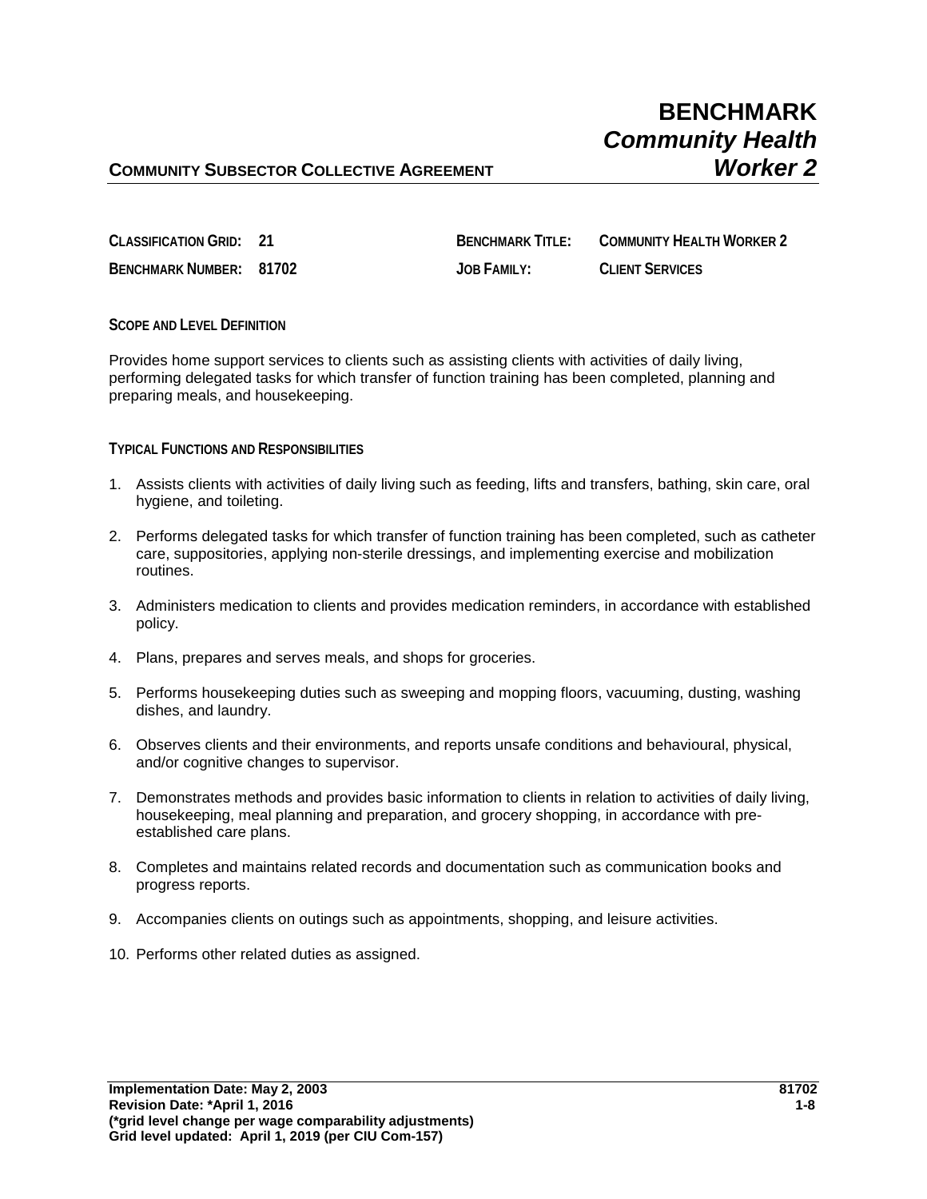# BENCHMARK
## *Community Health Worker 2*

**COMMUNITY SUBSECTOR COLLECTIVE AGREEMENT**

| | | | |
|---|---|---|---|
| **CLASSIFICATION GRID:** | **21** | **BENCHMARK TITLE:** | **COMMUNITY HEALTH WORKER 2** |
| **BENCHMARK NUMBER:** | **81702** | **JOB FAMILY:** | **CLIENT SERVICES** |

**SCOPE AND LEVEL DEFINITION**

Provides home support services to clients such as assisting clients with activities of daily living, performing delegated tasks for which transfer of function training has been completed, planning and preparing meals, and housekeeping.

**TYPICAL FUNCTIONS AND RESPONSIBILITIES**

1. Assists clients with activities of daily living such as feeding, lifts and transfers, bathing, skin care, oral hygiene, and toileting.
2. Performs delegated tasks for which transfer of function training has been completed, such as catheter care, suppositories, applying non-sterile dressings, and implementing exercise and mobilization routines.
3. Administers medication to clients and provides medication reminders, in accordance with established policy.
4. Plans, prepares and serves meals, and shops for groceries.
5. Performs housekeeping duties such as sweeping and mopping floors, vacuuming, dusting, washing dishes, and laundry.
6. Observes clients and their environments, and reports unsafe conditions and behavioural, physical, and/or cognitive changes to supervisor.
7. Demonstrates methods and provides basic information to clients in relation to activities of daily living, housekeeping, meal planning and preparation, and grocery shopping, in accordance with pre-established care plans.
8. Completes and maintains related records and documentation such as communication books and progress reports.
9. Accompanies clients on outings such as appointments, shopping, and leisure activities.
10. Performs other related duties as assigned.

**Implementation Date: May 2, 2003**
**Revision Date: *April 1, 2016**
**(*grid level change per wage comparability adjustments)**
**Grid level updated: April 1, 2019 (per CIU Com-157)**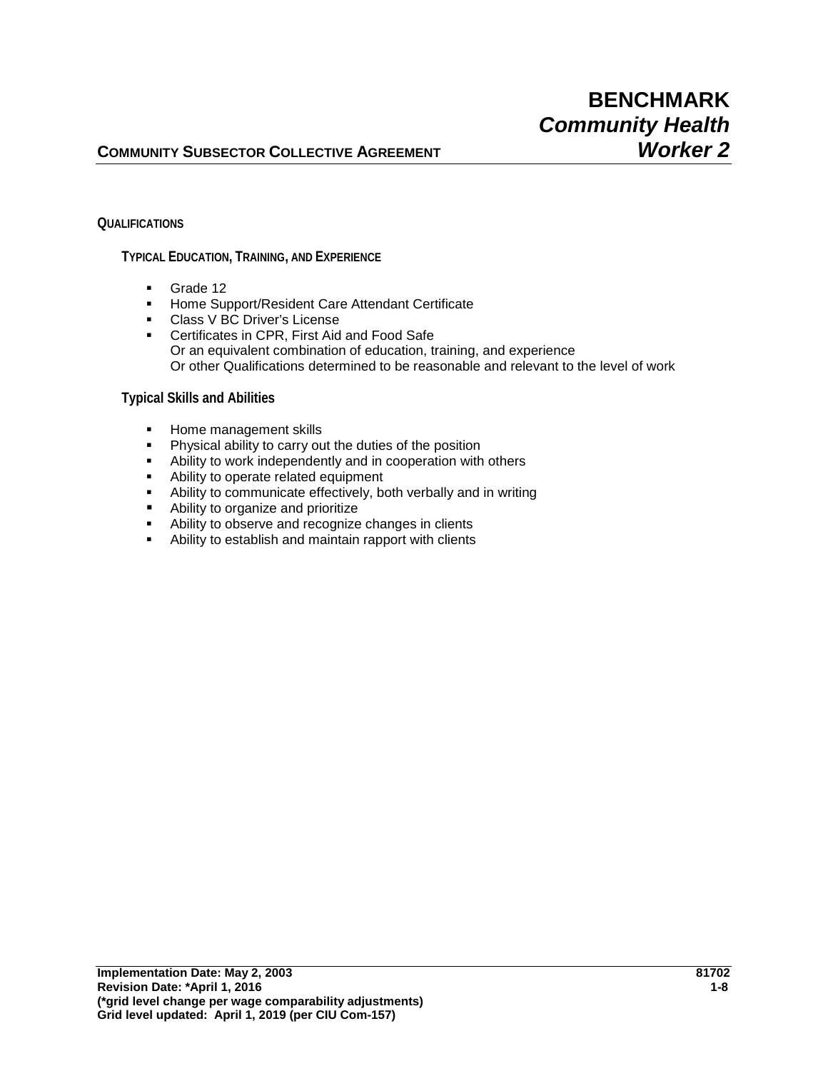## QUALIFICATIONS

### TYPICAL EDUCATION, TRAINING, AND EXPERIENCE

- Grade 12
- Home Support/Resident Care Attendant Certificate
- Class V BC Driver's License
- Certificates in CPR, First Aid and Food Safe
  Or an equivalent combination of education, training, and experience
  Or other Qualifications determined to be reasonable and relevant to the level of work

### Typical Skills and Abilities

- Home management skills
- Physical ability to carry out the duties of the position
- Ability to work independently and in cooperation with others
- Ability to operate related equipment
- Ability to communicate effectively, both verbally and in writing
- Ability to organize and prioritize
- Ability to observe and recognize changes in clients
- Ability to establish and maintain rapport with clients

**Implementation Date: May 2, 2003**
**Revision Date: *April 1, 2016**
**(*grid level change per wage comparability adjustments)**
**Grid level updated: April 1, 2019 (per CIU Com-157)**

**81702**